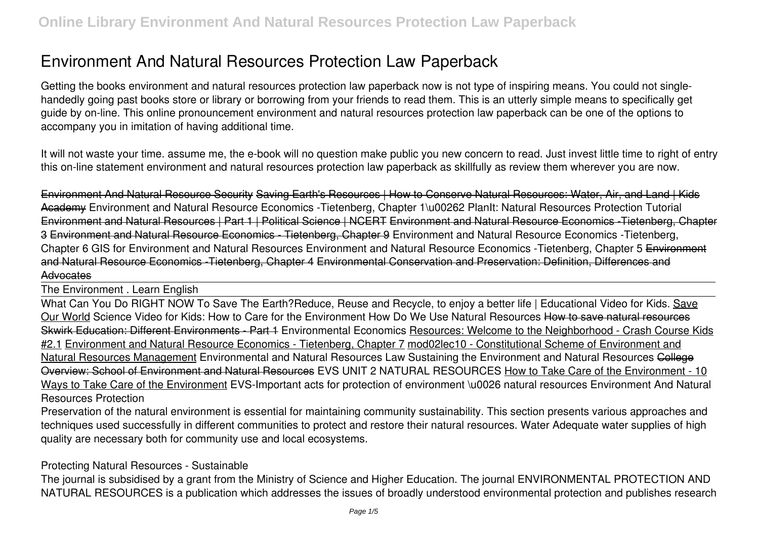# Environment And Natural Resources Protection Law Paperback

Getting the books environment and natural resources protection law paperback now is not type of inspiring means. You could not single-handedly going past books store or library or borrowing from your friends to read them. This is an utterly simple means to specifically get guide by on-line. This online pronouncement environment and natural resources protection law paperback can be one of the options to accompany you in imitation of having additional time.

It will not waste your time. assume me, the e-book will no question make public you new concern to read. Just invest little time to right of entry this on-line statement environment and natural resources protection law paperback as skillfully as review them wherever you are now.

Environment And Natural Resource Security Saving Earth's Resources | How to Conserve Natural Resources: Water, Air, and Land | Kids Academy Environment and Natural Resource Economics -Tietenberg, Chapter 1\u00262 PlanIt: Natural Resources Protection Tutorial Environment and Natural Resources | Part 1 | Political Science | NCERT Environment and Natural Resource Economics -Tietenberg, Chapter 3 Environment and Natural Resource Economics - Tietenberg, Chapter 9 Environment and Natural Resource Economics -Tietenberg, Chapter 6 GIS for Environment and Natural Resources Environment and Natural Resource Economics -Tietenberg, Chapter 5 Environment and Natural Resource Economics -Tietenberg, Chapter 4 Environmental Conservation and Preservation: Definition, Differences and Advocates

The Environment . Learn English

What Can You Do RIGHT NOW To Save The Earth?Reduce, Reuse and Recycle, to enjoy a better life | Educational Video for Kids. Save Our World Science Video for Kids: How to Care for the Environment How Do We Use Natural Resources How to save natural resources Skwirk Education: Different Environments - Part 1 Environmental Economics Resources: Welcome to the Neighborhood - Crash Course Kids #2.1 Environment and Natural Resource Economics - Tietenberg, Chapter 7 mod02lec10 - Constitutional Scheme of Environment and Natural Resources Management Environmental and Natural Resources Law Sustaining the Environment and Natural Resources College Overview: School of Environment and Natural Resources EVS UNIT 2 NATURAL RESOURCES How to Take Care of the Environment - 10 Ways to Take Care of the Environment EVS-Important acts for protection of environment \u0026 natural resources Environment And Natural Resources Protection

Preservation of the natural environment is essential for maintaining community sustainability. This section presents various approaches and techniques used successfully in different communities to protect and restore their natural resources. Water Adequate water supplies of high quality are necessary both for community use and local ecosystems.

Protecting Natural Resources - Sustainable

The journal is subsidised by a grant from the Ministry of Science and Higher Education. The journal ENVIRONMENTAL PROTECTION AND NATURAL RESOURCES is a publication which addresses the issues of broadly understood environmental protection and publishes research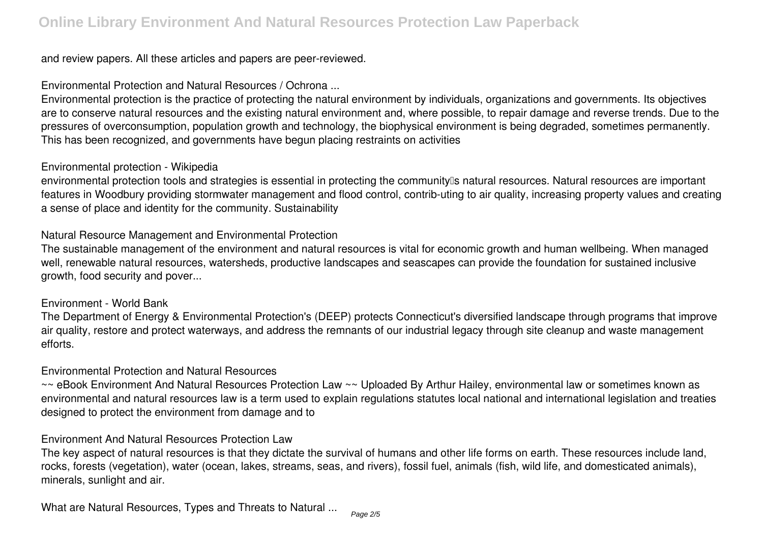and review papers. All these articles and papers are peer-reviewed.

### Environmental Protection and Natural Resources / Ochrona ...

Environmental protection is the practice of protecting the natural environment by individuals, organizations and governments. Its objectives are to conserve natural resources and the existing natural environment and, where possible, to repair damage and reverse trends. Due to the pressures of overconsumption, population growth and technology, the biophysical environment is being degraded, sometimes permanently. This has been recognized, and governments have begun placing restraints on activities

### Environmental protection - Wikipedia

environmental protection tools and strategies is essential in protecting the community's natural resources. Natural resources are important features in Woodbury providing stormwater management and flood control, contrib-uting to air quality, increasing property values and creating a sense of place and identity for the community. Sustainability

### Natural Resource Management and Environmental Protection

The sustainable management of the environment and natural resources is vital for economic growth and human wellbeing. When managed well, renewable natural resources, watersheds, productive landscapes and seascapes can provide the foundation for sustained inclusive growth, food security and pover...

### Environment - World Bank

The Department of Energy & Environmental Protection's (DEEP) protects Connecticut's diversified landscape through programs that improve air quality, restore and protect waterways, and address the remnants of our industrial legacy through site cleanup and waste management efforts.

### Environmental Protection and Natural Resources

~~ eBook Environment And Natural Resources Protection Law ~~ Uploaded By Arthur Hailey, environmental law or sometimes known as environmental and natural resources law is a term used to explain regulations statutes local national and international legislation and treaties designed to protect the environment from damage and to

### Environment And Natural Resources Protection Law

The key aspect of natural resources is that they dictate the survival of humans and other life forms on earth. These resources include land, rocks, forests (vegetation), water (ocean, lakes, streams, seas, and rivers), fossil fuel, animals (fish, wild life, and domesticated animals), minerals, sunlight and air.

### What are Natural Resources, Types and Threats to Natural ...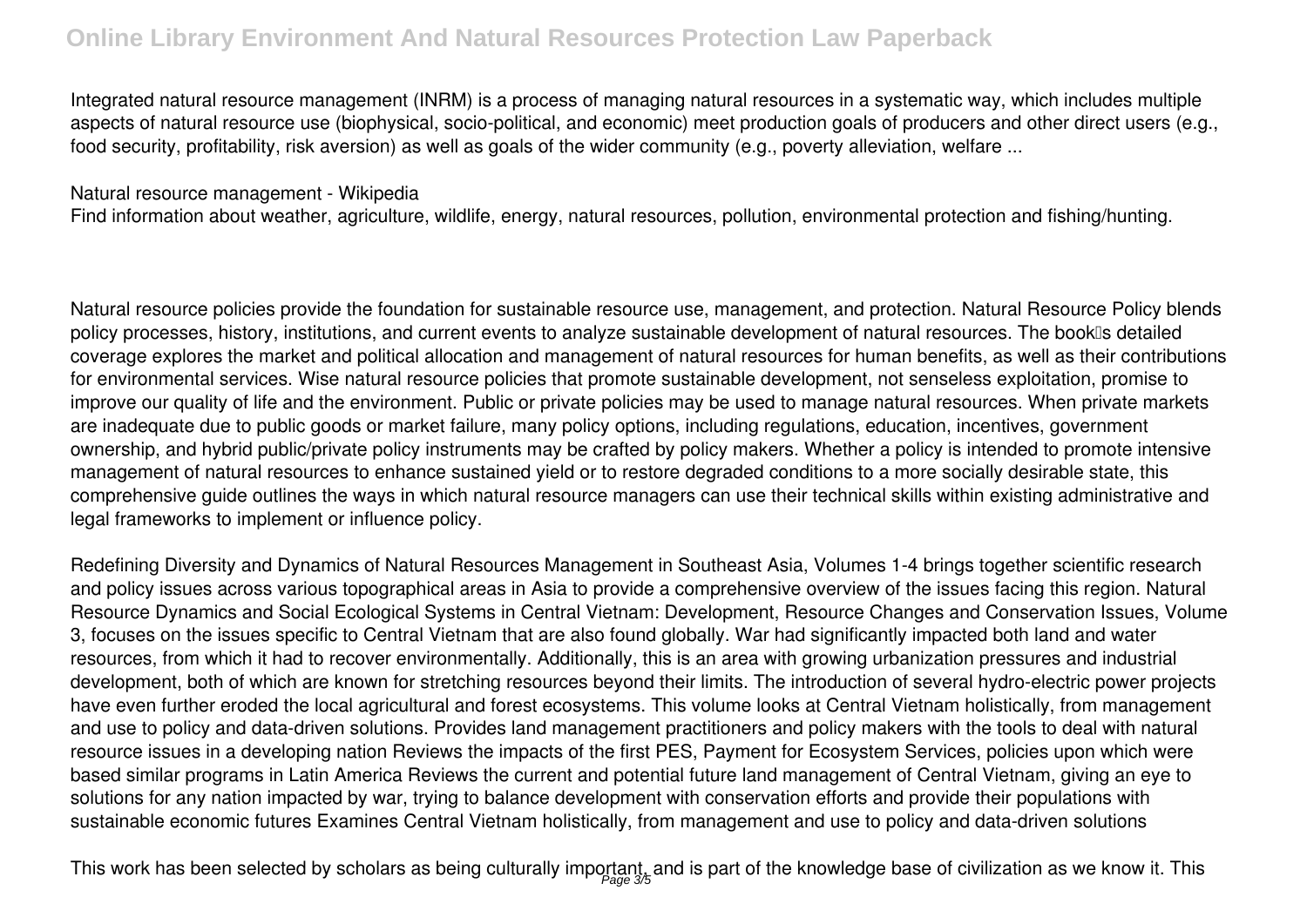Integrated natural resource management (INRM) is a process of managing natural resources in a systematic way, which includes multiple aspects of natural resource use (biophysical, socio-political, and economic) meet production goals of producers and other direct users (e.g., food security, profitability, risk aversion) as well as goals of the wider community (e.g., poverty alleviation, welfare ...

Natural resource management - Wikipedia

Find information about weather, agriculture, wildlife, energy, natural resources, pollution, environmental protection and fishing/hunting.

Natural resource policies provide the foundation for sustainable resource use, management, and protection. Natural Resource Policy blends policy processes, history, institutions, and current events to analyze sustainable development of natural resources. The book's detailed coverage explores the market and political allocation and management of natural resources for human benefits, as well as their contributions for environmental services. Wise natural resource policies that promote sustainable development, not senseless exploitation, promise to improve our quality of life and the environment. Public or private policies may be used to manage natural resources. When private markets are inadequate due to public goods or market failure, many policy options, including regulations, education, incentives, government ownership, and hybrid public/private policy instruments may be crafted by policy makers. Whether a policy is intended to promote intensive management of natural resources to enhance sustained yield or to restore degraded conditions to a more socially desirable state, this comprehensive guide outlines the ways in which natural resource managers can use their technical skills within existing administrative and legal frameworks to implement or influence policy.

Redefining Diversity and Dynamics of Natural Resources Management in Southeast Asia, Volumes 1-4 brings together scientific research and policy issues across various topographical areas in Asia to provide a comprehensive overview of the issues facing this region. Natural Resource Dynamics and Social Ecological Systems in Central Vietnam: Development, Resource Changes and Conservation Issues, Volume 3, focuses on the issues specific to Central Vietnam that are also found globally. War had significantly impacted both land and water resources, from which it had to recover environmentally. Additionally, this is an area with growing urbanization pressures and industrial development, both of which are known for stretching resources beyond their limits. The introduction of several hydro-electric power projects have even further eroded the local agricultural and forest ecosystems. This volume looks at Central Vietnam holistically, from management and use to policy and data-driven solutions. Provides land management practitioners and policy makers with the tools to deal with natural resource issues in a developing nation Reviews the impacts of the first PES, Payment for Ecosystem Services, policies upon which were based similar programs in Latin America Reviews the current and potential future land management of Central Vietnam, giving an eye to solutions for any nation impacted by war, trying to balance development with conservation efforts and provide their populations with sustainable economic futures Examines Central Vietnam holistically, from management and use to policy and data-driven solutions

This work has been selected by scholars as being culturally important, and is part of the knowledge base of civilization as we know it. This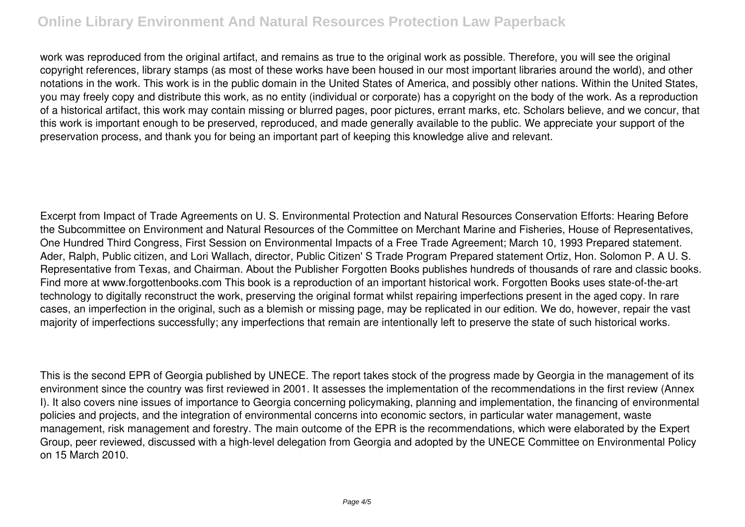work was reproduced from the original artifact, and remains as true to the original work as possible. Therefore, you will see the original copyright references, library stamps (as most of these works have been housed in our most important libraries around the world), and other notations in the work. This work is in the public domain in the United States of America, and possibly other nations. Within the United States, you may freely copy and distribute this work, as no entity (individual or corporate) has a copyright on the body of the work. As a reproduction of a historical artifact, this work may contain missing or blurred pages, poor pictures, errant marks, etc. Scholars believe, and we concur, that this work is important enough to be preserved, reproduced, and made generally available to the public. We appreciate your support of the preservation process, and thank you for being an important part of keeping this knowledge alive and relevant.

Excerpt from Impact of Trade Agreements on U. S. Environmental Protection and Natural Resources Conservation Efforts: Hearing Before the Subcommittee on Environment and Natural Resources of the Committee on Merchant Marine and Fisheries, House of Representatives, One Hundred Third Congress, First Session on Environmental Impacts of a Free Trade Agreement; March 10, 1993 Prepared statement. Ader, Ralph, Public citizen, and Lori Wallach, director, Public Citizen' S Trade Program Prepared statement Ortiz, Hon. Solomon P. A U. S. Representative from Texas, and Chairman. About the Publisher Forgotten Books publishes hundreds of thousands of rare and classic books. Find more at www.forgottenbooks.com This book is a reproduction of an important historical work. Forgotten Books uses state-of-the-art technology to digitally reconstruct the work, preserving the original format whilst repairing imperfections present in the aged copy. In rare cases, an imperfection in the original, such as a blemish or missing page, may be replicated in our edition. We do, however, repair the vast majority of imperfections successfully; any imperfections that remain are intentionally left to preserve the state of such historical works.

This is the second EPR of Georgia published by UNECE. The report takes stock of the progress made by Georgia in the management of its environment since the country was first reviewed in 2001. It assesses the implementation of the recommendations in the first review (Annex I). It also covers nine issues of importance to Georgia concerning policymaking, planning and implementation, the financing of environmental policies and projects, and the integration of environmental concerns into economic sectors, in particular water management, waste management, risk management and forestry. The main outcome of the EPR is the recommendations, which were elaborated by the Expert Group, peer reviewed, discussed with a high-level delegation from Georgia and adopted by the UNECE Committee on Environmental Policy on 15 March 2010.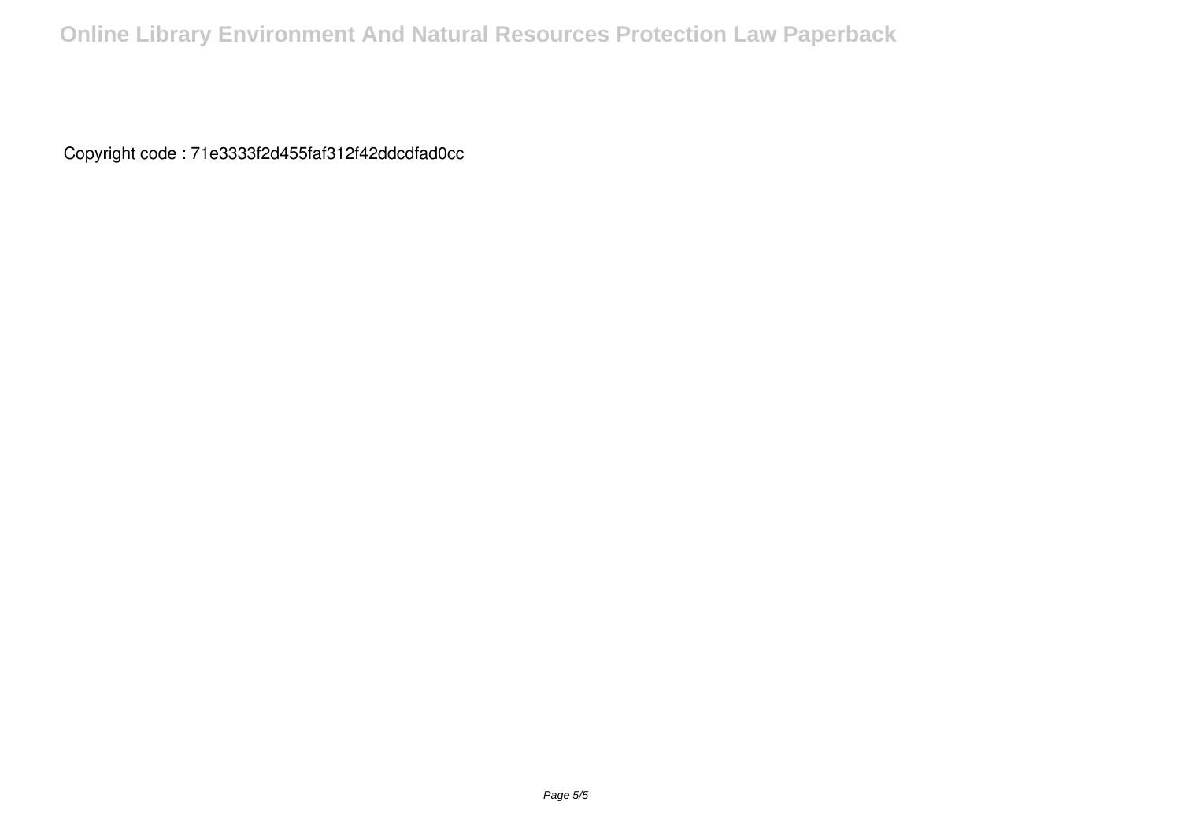Copyright code : 71e3333f2d455faf312f42ddcdfad0cc